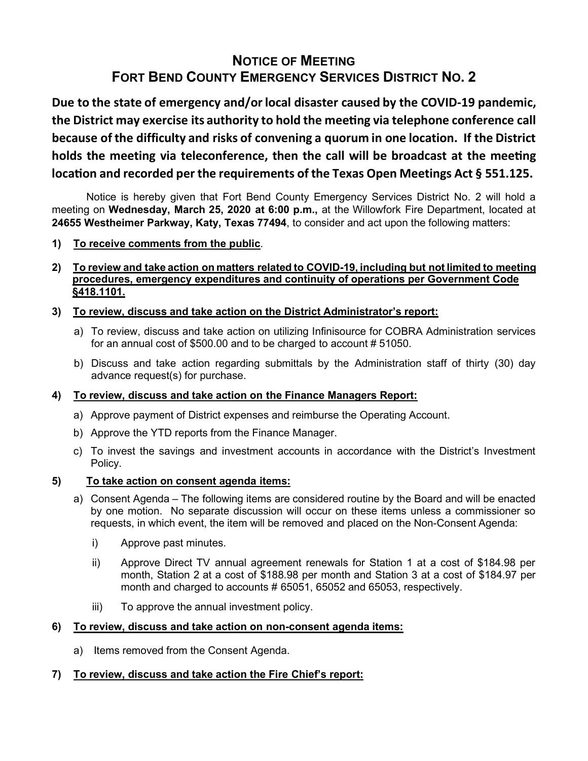# NOTICE OF MEETING
# FORT BEND COUNTY EMERGENCY SERVICES DISTRICT NO. 2

**Due to the state of emergency and/or local disaster caused by the COVID-19 pandemic, the District may exercise its authority to hold the meeting via telephone conference call because of the difficulty and risks of convening a quorum in one location. If the District holds the meeting via teleconference, then the call will be broadcast at the meeting location and recorded per the requirements of the Texas Open Meetings Act § 551.125.**

Notice is hereby given that Fort Bend County Emergency Services District No. 2 will hold a meeting on **Wednesday, March 25, 2020 at 6:00 p.m.,** at the Willowfork Fire Department, located at **24655 Westheimer Parkway, Katy, Texas 77494**, to consider and act upon the following matters:

1) **<u>To receive comments from the public</u>**.

2) **<u>To review and take action on matters related to COVID-19, including but not limited to meeting procedures, emergency expenditures and continuity of operations per Government Code §418.1101.</u>**

3) **<u>To review, discuss and take action on the District Administrator's report:</u>**

   a) To review, discuss and take action on utilizing Infinisource for COBRA Administration services for an annual cost of $500.00 and to be charged to account # 51050.

   b) Discuss and take action regarding submittals by the Administration staff of thirty (30) day advance request(s) for purchase.

4) **<u>To review, discuss and take action on the Finance Managers Report:</u>**

   a) Approve payment of District expenses and reimburse the Operating Account.

   b) Approve the YTD reports from the Finance Manager.

   c) To invest the savings and investment accounts in accordance with the District's Investment Policy.

5) **<u>To take action on consent agenda items:</u>**

   a) Consent Agenda – The following items are considered routine by the Board and will be enacted by one motion. No separate discussion will occur on these items unless a commissioner so requests, in which event, the item will be removed and placed on the Non-Consent Agenda:

      i) Approve past minutes.

      ii) Approve Direct TV annual agreement renewals for Station 1 at a cost of $184.98 per month, Station 2 at a cost of $188.98 per month and Station 3 at a cost of $184.97 per month and charged to accounts # 65051, 65052 and 65053, respectively.

      iii) To approve the annual investment policy.

6) **<u>To review, discuss and take action on non-consent agenda items:</u>**

   a) Items removed from the Consent Agenda.

7) **<u>To review, discuss and take action the Fire Chief's report:</u>**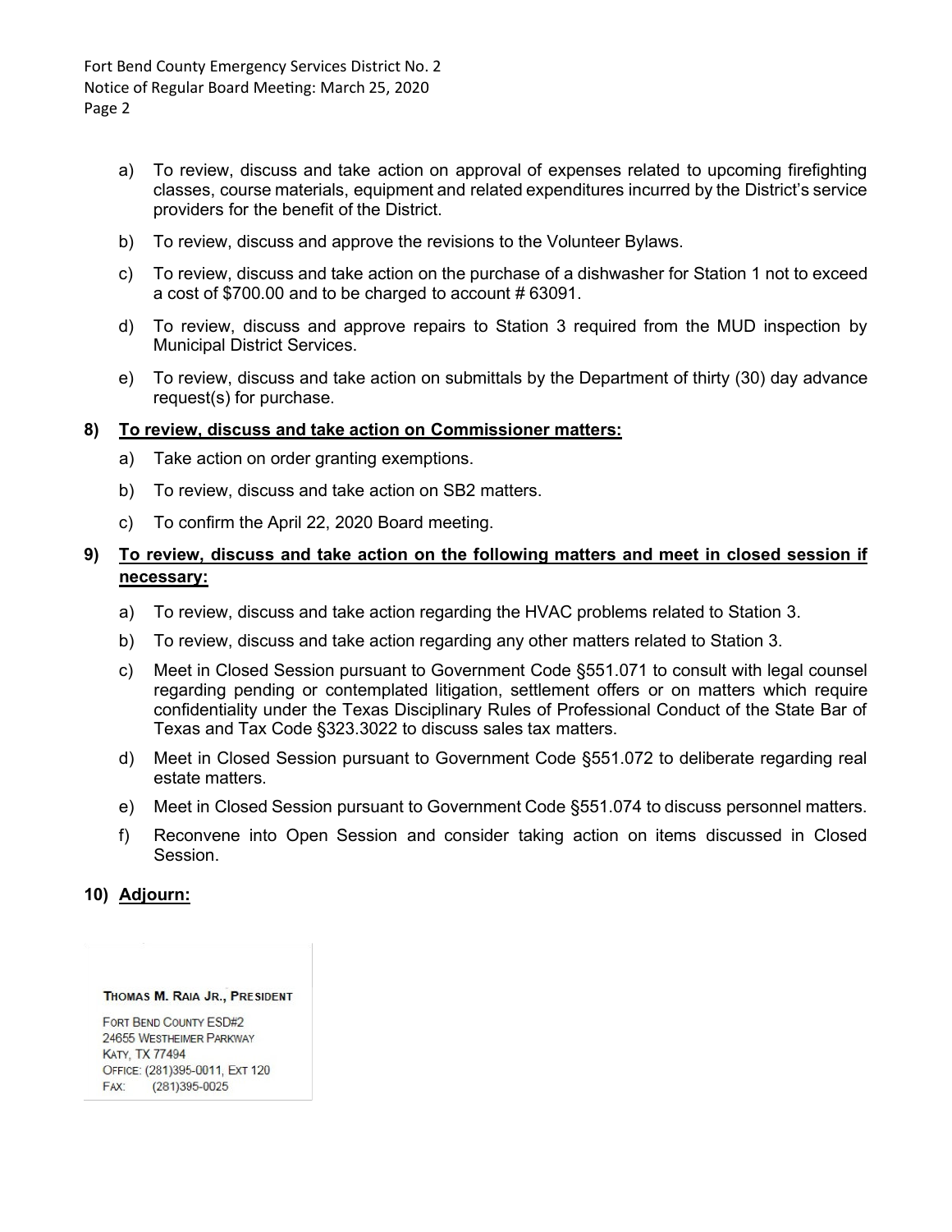a) To review, discuss and take action on approval of expenses related to upcoming firefighting classes, course materials, equipment and related expenditures incurred by the District's service providers for the benefit of the District.

b) To review, discuss and approve the revisions to the Volunteer Bylaws.

c) To review, discuss and take action on the purchase of a dishwasher for Station 1 not to exceed a cost of $700.00 and to be charged to account # 63091.

d) To review, discuss and approve repairs to Station 3 required from the MUD inspection by Municipal District Services.

e) To review, discuss and take action on submittals by the Department of thirty (30) day advance request(s) for purchase.

**8) <u>To review, discuss and take action on Commissioner matters:</u>**

a) Take action on order granting exemptions.

b) To review, discuss and take action on SB2 matters.

c) To confirm the April 22, 2020 Board meeting.

**9) <u>To review, discuss and take action on the following matters and meet in closed session if necessary:</u>**

a) To review, discuss and take action regarding the HVAC problems related to Station 3.

b) To review, discuss and take action regarding any other matters related to Station 3.

c) Meet in Closed Session pursuant to Government Code §551.071 to consult with legal counsel regarding pending or contemplated litigation, settlement offers or on matters which require confidentiality under the Texas Disciplinary Rules of Professional Conduct of the State Bar of Texas and Tax Code §323.3022 to discuss sales tax matters.

d) Meet in Closed Session pursuant to Government Code §551.072 to deliberate regarding real estate matters.

e) Meet in Closed Session pursuant to Government Code §551.074 to discuss personnel matters.

f) Reconvene into Open Session and consider taking action on items discussed in Closed Session.

**10) <u>Adjourn:</u>**

**THOMAS M. RAIA JR., PRESIDENT**
FORT BEND COUNTY ESD#2
24655 WESTHEIMER PARKWAY
KATY, TX 77494
OFFICE: (281)395-0011, EXT 120
FAX: (281)395-0025